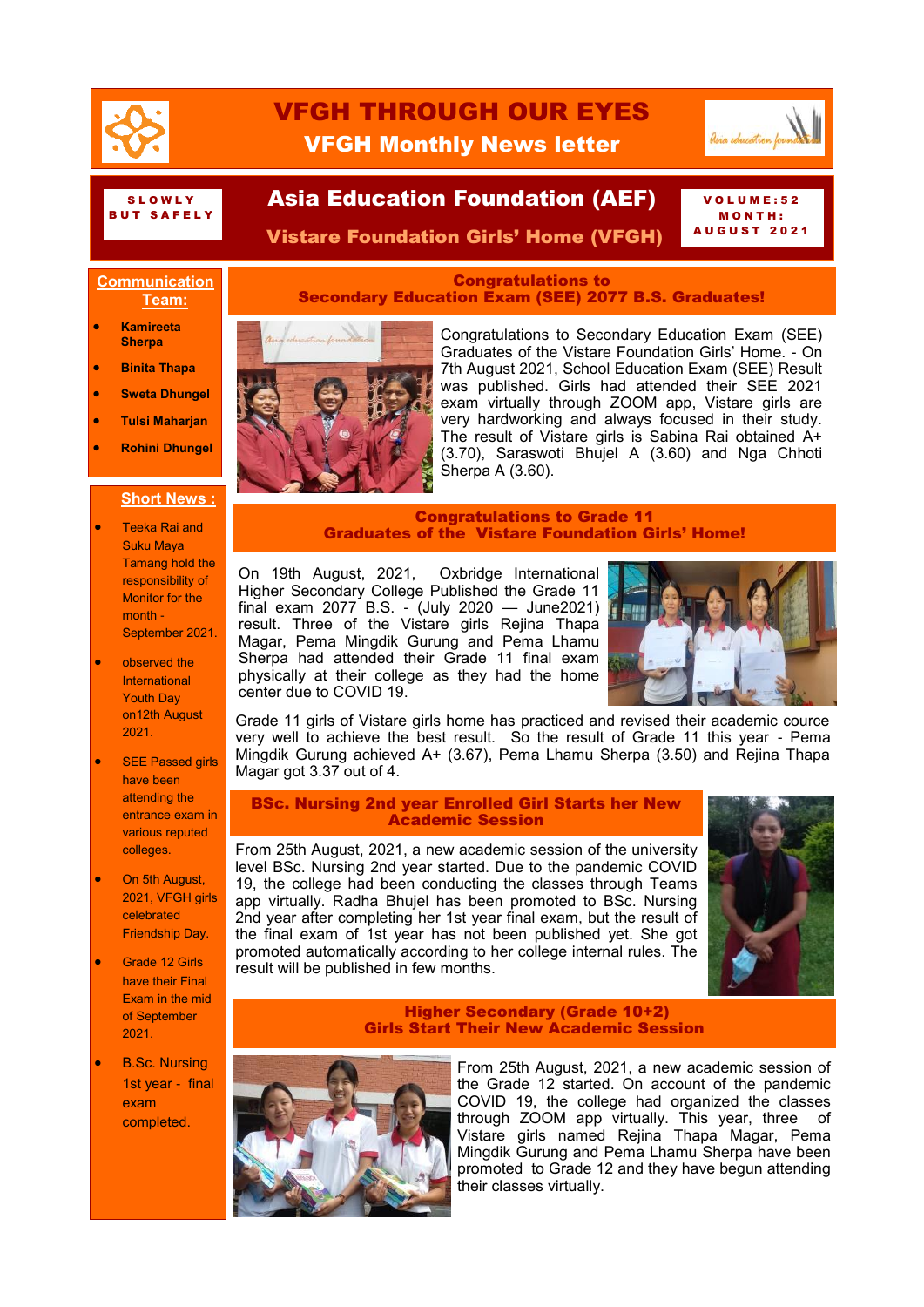# VFGH THROUGH OUR EYES

## VFGH Monthly News letter

SLOWLY BUT SAFELY

## Asia Education Foundation (AEF)

## Vistare Foundation Girls' Home (VFGH)

VOLUME:52
MONTH: AUGUST 2021

**Communication Team:**

- **Kamireeta Sherpa**
- **Binita Thapa**
- **Sweta Dhungel**
- **Tulsi Maharjan**
- **Rohini Dhungel**

**Short News :**

- Teeka Rai and Suku Maya Tamang hold the responsibility of Monitor for the month - September 2021.
- observed the International Youth Day on12th August 2021.
- SEE Passed girls have been attending the entrance exam in various reputed colleges.
- On 5th August, 2021, VFGH girls celebrated Friendship Day.
- Grade 12 Girls have their Final Exam in the mid of September 2021.
- B.Sc. Nursing 1st year - final exam completed.

### Congratulations to Secondary Education Exam (SEE) 2077 B.S. Graduates!

Congratulations to Secondary Education Exam (SEE) Graduates of the Vistare Foundation Girls' Home. - On 7th August 2021, School Education Exam (SEE) Result was published. Girls had attended their SEE 2021 exam virtually through ZOOM app, Vistare girls are very hardworking and always focused in their study. The result of Vistare girls is Sabina Rai obtained A+ (3.70), Saraswoti Bhujel A (3.60) and Nga Chhoti Sherpa A (3.60).

### Congratulations to Grade 11 Graduates of the Vistare Foundation Girls' Home!

On 19th August, 2021, Oxbridge International Higher Secondary College Published the Grade 11 final exam 2077 B.S. - (July 2020 — June2021) result. Three of the Vistare girls Rejina Thapa Magar, Pema Mingdik Gurung and Pema Lhamu Sherpa had attended their Grade 11 final exam physically at their college as they had the home center due to COVID 19.

Grade 11 girls of Vistare girls home has practiced and revised their academic cource very well to achieve the best result. So the result of Grade 11 this year - Pema Mingdik Gurung achieved A+ (3.67), Pema Lhamu Sherpa (3.50) and Rejina Thapa Magar got 3.37 out of 4.

### BSc. Nursing 2nd year Enrolled Girl Starts her New Academic Session

From 25th August, 2021, a new academic session of the university level BSc. Nursing 2nd year started. Due to the pandemic COVID 19, the college had been conducting the classes through Teams app virtually. Radha Bhujel has been promoted to BSc. Nursing 2nd year after completing her 1st year final exam, but the result of the final exam of 1st year has not been published yet. She got promoted automatically according to her college internal rules. The result will be published in few months.

### Higher Secondary (Grade 10+2) Girls Start Their New Academic Session

From 25th August, 2021, a new academic session of the Grade 12 started. On account of the pandemic COVID 19, the college had been organized the classes through ZOOM app virtually. This year, three of Vistare girls named Rejina Thapa Magar, Pema Mingdik Gurung and Pema Lhamu Sherpa have been promoted to Grade 12 and they have begun attending their classes virtually.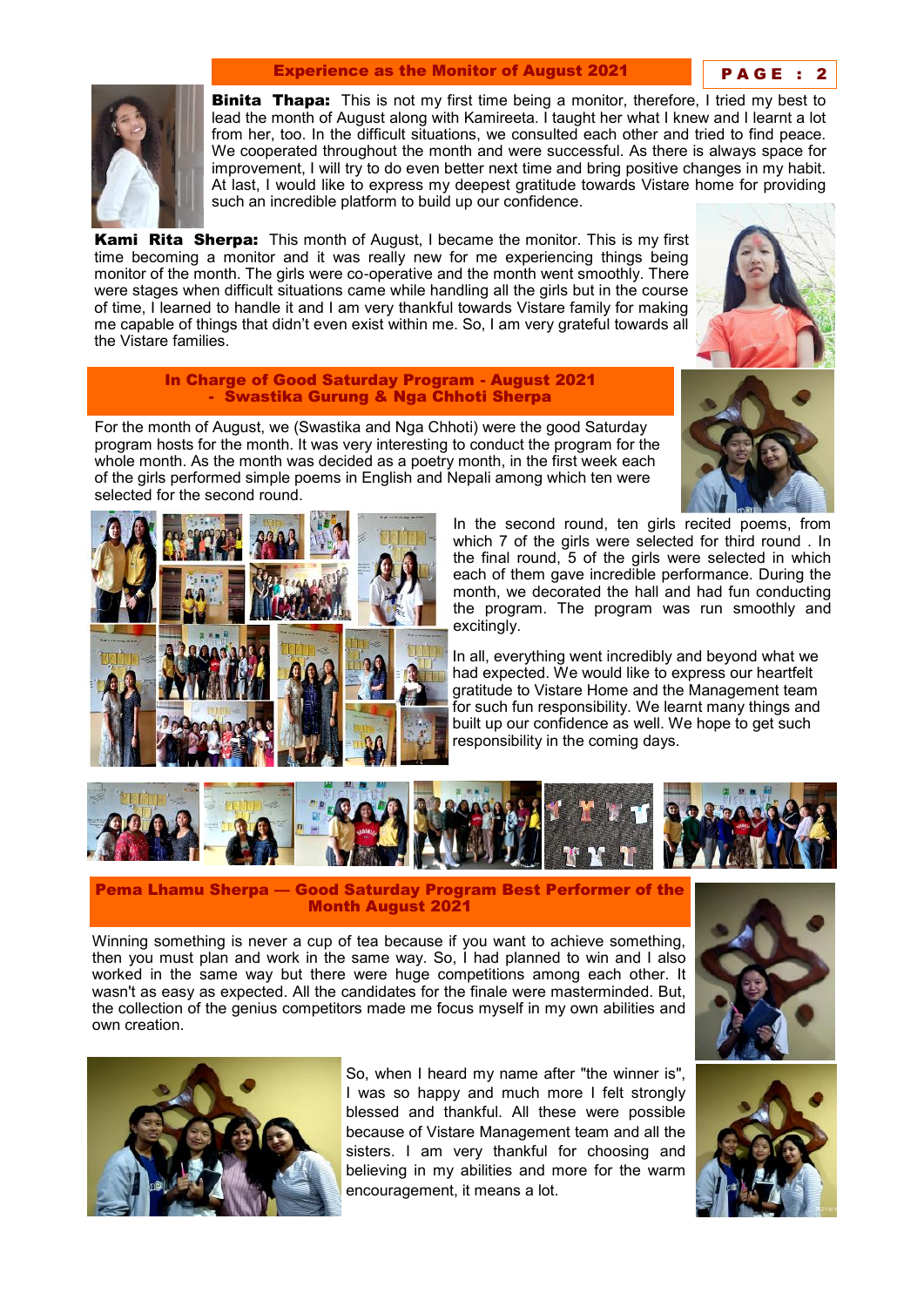## Experience as the Monitor of August 2021

**Binita Thapa:** This is not my first time being a monitor, therefore, I tried my best to lead the month of August along with Kamireeta. I taught her what I knew and I learnt a lot from her, too. In the difficult situations, we consulted each other and tried to find peace. We cooperated throughout the month and were successful. As there is always space for improvement, I will try to do even better next time and bring positive changes in my habit. At last, I would like to express my deepest gratitude towards Vistare home for providing such an incredible platform to build up our confidence.

**Kami Rita Sherpa:** This month of August, I became the monitor. This is my first time becoming a monitor and it was really new for me experiencing things being monitor of the month. The girls were co-operative and the month went smoothly. There were stages when difficult situations came while handling all the girls but in the course of time, I learned to handle it and I am very thankful towards Vistare family for making me capable of things that didn't even exist within me. So, I am very grateful towards all the Vistare families.

## In Charge of Good Saturday Program - August 2021 - Swastika Gurung & Nga Chhoti Sherpa

For the month of August, we (Swastika and Nga Chhoti) were the good Saturday program hosts for the month. It was very interesting to conduct the program for the whole month. As the month was decided as a poetry month, in the first week each of the girls performed simple poems in English and Nepali among which ten were selected for the second round.

In the second round, ten girls recited poems, from which 7 of the girls were selected for third round . In the final round, 5 of the girls were selected in which each of them gave incredible performance. During the month, we decorated the hall and had fun conducting the program. The program was run smoothly and excitingly.

In all, everything went incredibly and beyond what we had expected. We would like to express our heartfelt gratitude to Vistare Home and the Management team for such fun responsibility. We learnt many things and built up our confidence as well. We hope to get such responsibility in the coming days.

## Pema Lhamu Sherpa — Good Saturday Program Best Performer of the Month August 2021

Winning something is never a cup of tea because if you want to achieve something, then you must plan and work in the same way. So, I had planned to win and I also worked in the same way but there were huge competitions among each other. It wasn't as easy as expected. All the candidates for the finale were masterminded. But, the collection of the genius competitors made me focus myself in my own abilities and own creation.

So, when I heard my name after "the winner is", I was so happy and much more I felt strongly blessed and thankful. All these were possible because of Vistare Management team and all the sisters. I am very thankful for choosing and believing in my abilities and more for the warm encouragement, it means a lot.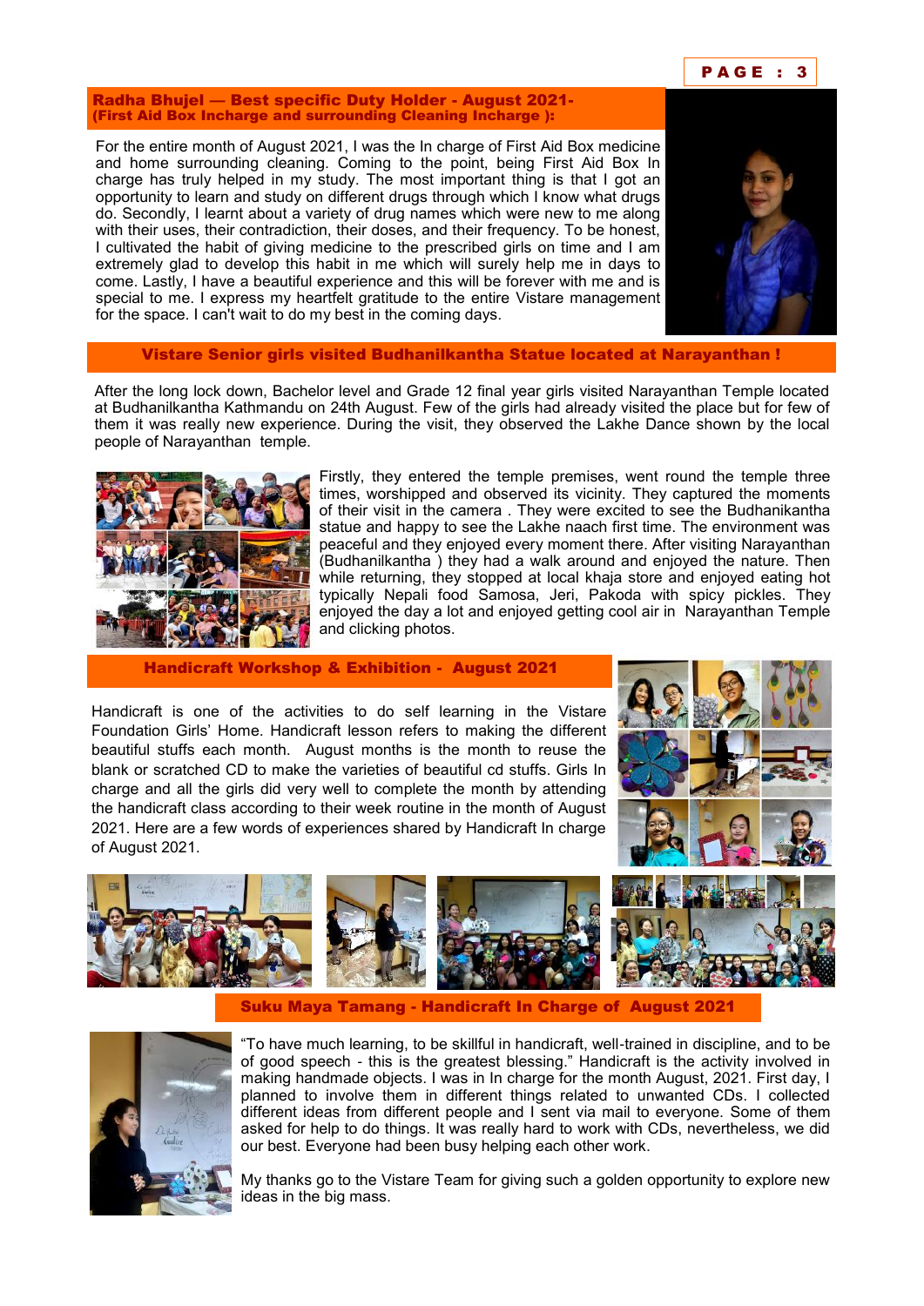## Radha Bhujel — Best specific Duty Holder - August 2021- (First Aid Box Incharge and surrounding Cleaning Incharge ):

For the entire month of August 2021, I was the In charge of First Aid Box medicine and home surrounding cleaning. Coming to the point, being First Aid Box In charge has truly helped in my study. The most important thing is that I got an opportunity to learn and study on different drugs through which I know what drugs do. Secondly, I learnt about a variety of drug names which were new to me along with their uses, their contradiction, their doses, and their frequency. To be honest, I cultivated the habit of giving medicine to the prescribed girls on time and I am extremely glad to develop this habit in me which will surely help me in days to come. Lastly, I have a beautiful experience and this will be forever with me and is special to me. I express my heartfelt gratitude to the entire Vistare management for the space. I can't wait to do my best in the coming days.

## Vistare Senior girls visited Budhanilkantha Statue located at Narayanthan !

After the long lock down, Bachelor level and Grade 12 final year girls visited Narayanthan Temple located at Budhanilkantha Kathmandu on 24th August. Few of the girls had already visited the place but for few of them it was really new experience. During the visit, they observed the Lakhe Dance shown by the local people of Narayanthan temple.

Firstly, they entered the temple premises, went round the temple three times, worshipped and observed its vicinity. They captured the moments of their visit in the camera . They were excited to see the Budhanikantha statue and happy to see the Lakhe naach first time. The environment was peaceful and they enjoyed every moment there. After visiting Narayanthan (Budhanilkantha ) they had a walk around and enjoyed the nature. Then while returning, they stopped at local khaja store and enjoyed eating hot typically Nepali food Samosa, Jeri, Pakoda with spicy pickles. They enjoyed the day a lot and enjoyed getting cool air in Narayanthan Temple and clicking photos.

## Handicraft Workshop & Exhibition - August 2021

Handicraft is one of the activities to do self learning in the Vistare Foundation Girls' Home. Handicraft lesson refers to making the different beautiful stuffs each month. August months is the month to reuse the blank or scratched CD to make the varieties of beautiful cd stuffs. Girls In charge and all the girls did very well to complete the month by attending the handicraft class according to their week routine in the month of August 2021. Here are a few words of experiences shared by Handicraft In charge of August 2021.

## Suku Maya Tamang - Handicraft In Charge of August 2021

"To have much learning, to be skillful in handicraft, well-trained in discipline, and to be of good speech - this is the greatest blessing." Handicraft is the activity involved in making handmade objects. I was in In charge for the month August, 2021. First day, I planned to involve them in different things related to unwanted CDs. I collected different ideas from different people and I sent via mail to everyone. Some of them asked for help to do things. It was really hard to work with CDs, nevertheless, we did our best. Everyone had been busy helping each other work.

My thanks go to the Vistare Team for giving such a golden opportunity to explore new ideas in the big mass.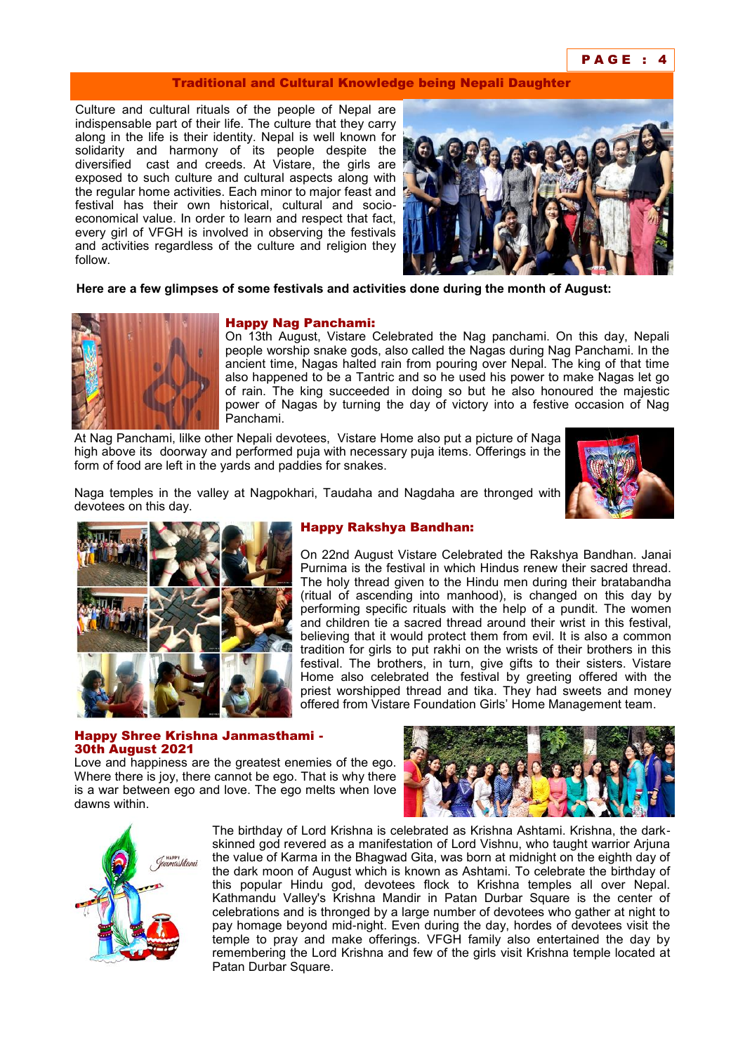## Traditional and Cultural Knowledge being Nepali Daughter

Culture and cultural rituals of the people of Nepal are indispensable part of their life. The culture that they carry along in the life is their identity. Nepal is well known for solidarity and harmony of its people despite the diversified cast and creeds. At Vistare, the girls are exposed to such culture and cultural aspects along with the regular home activities. Each minor to major feast and festival has their own historical, cultural and socio-economical value. In order to learn and respect that fact, every girl of VFGH is involved in observing the festivals and activities regardless of the culture and religion they follow.

**Here are a few glimpses of some festivals and activities done during the month of August:**

### Happy Nag Panchami:

On 13th August, Vistare Celebrated the Nag panchami. On this day, Nepali people worship snake gods, also called the Nagas during Nag Panchami. In the ancient time, Nagas halted rain from pouring over Nepal. The king of that time also happened to be a Tantric and so he used his power to make Nagas let go of rain. The king succeeded in doing so but he also honoured the majestic power of Nagas by turning the day of victory into a festive occasion of Nag Panchami.

At Nag Panchami, lilke other Nepali devotees, Vistare Home also put a picture of Naga high above its doorway and performed puja with necessary puja items. Offerings in the form of food are left in the yards and paddies for snakes.

Naga temples in the valley at Nagpokhari, Taudaha and Nagdaha are thronged with devotees on this day.

### Happy Rakshya Bandhan:

On 22nd August Vistare Celebrated the Rakshya Bandhan. Janai Purnima is the festival in which Hindus renew their sacred thread. The holy thread given to the Hindu men during their bratabandha (ritual of ascending into manhood), is changed on this day by performing specific rituals with the help of a pundit. The women and children tie a sacred thread around their wrist in this festival, believing that it would protect them from evil. It is also a common tradition for girls to put rakhi on the wrists of their brothers in this festival. The brothers, in turn, give gifts to their sisters. Vistare Home also celebrated the festival by greeting offered with the priest worshipped thread and tika. They had sweets and money offered from Vistare Foundation Girls' Home Management team.

### Happy Shree Krishna Janmasthami - 30th August 2021

Love and happiness are the greatest enemies of the ego. Where there is joy, there cannot be ego. That is why there is a war between ego and love. The ego melts when love dawns within.

The birthday of Lord Krishna is celebrated as Krishna Ashtami. Krishna, the dark-skinned god revered as a manifestation of Lord Vishnu, who taught warrior Arjuna the value of Karma in the Bhagwad Gita, was born at midnight on the eighth day of the dark moon of August which is known as Ashtami. To celebrate the birthday of this popular Hindu god, devotees flock to Krishna temples all over Nepal. Kathmandu Valley's Krishna Mandir in Patan Durbar Square is the center of celebrations and is thronged by a large number of devotees who gather at night to pay homage beyond mid-night. Even during the day, hordes of devotees visit the temple to pray and make offerings. VFGH family also entertained the day by remembering the Lord Krishna and few of the girls visit Krishna temple located at Patan Durbar Square.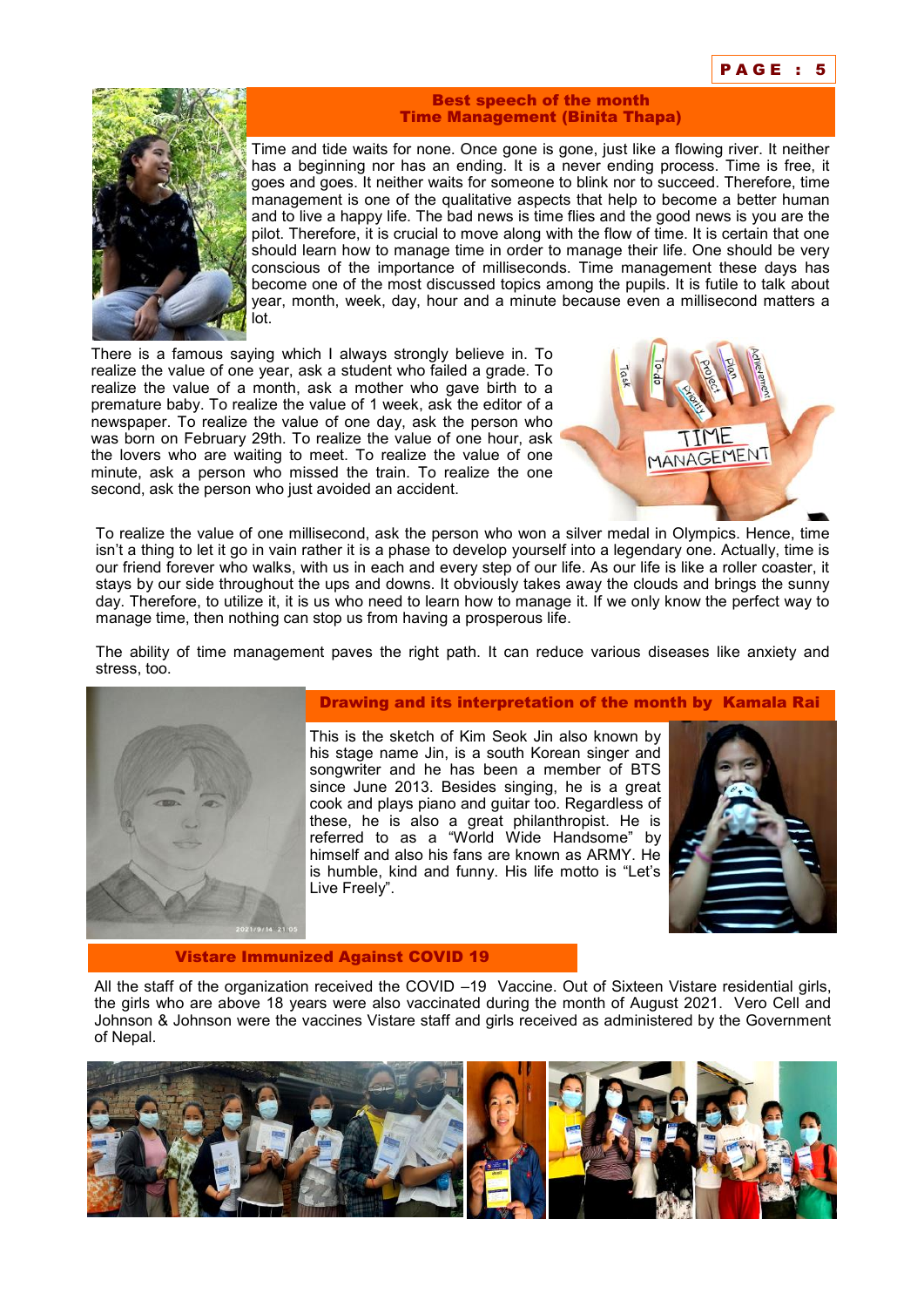## Best speech of the month
## Time Management (Binita Thapa)

Time and tide waits for none. Once gone is gone, just like a flowing river. It neither has a beginning nor has an ending. It is a never ending process. Time is free, it goes and goes. It neither waits for someone to blink nor to succeed. Therefore, time management is one of the qualitative aspects that help to become a better human and to live a happy life. The bad news is time flies and the good news is you are the pilot. Therefore, it is crucial to move along with the flow of time. It is certain that one should learn how to manage time in order to manage their life. One should be very conscious of the importance of milliseconds. Time management these days has become one of the most discussed topics among the pupils. It is futile to talk about year, month, week, day, hour and a minute because even a millisecond matters a lot.

There is a famous saying which I always strongly believe in. To realize the value of one year, ask a student who failed a grade. To realize the value of a month, ask a mother who gave birth to a premature baby. To realize the value of 1 week, ask the editor of a newspaper. To realize the value of one day, ask the person who was born on February 29th. To realize the value of one hour, ask the lovers who are waiting to meet. To realize the value of one minute, ask a person who missed the train. To realize the one second, ask the person who just avoided an accident.

To realize the value of one millisecond, ask the person who won a silver medal in Olympics. Hence, time isn't a thing to let it go in vain rather it is a phase to develop yourself into a legendary one. Actually, time is our friend forever who walks, with us in each and every step of our life. As our life is like a roller coaster, it stays by our side throughout the ups and downs. It obviously takes away the clouds and brings the sunny day. Therefore, to utilize it, it is us who need to learn how to manage it. If we only know the perfect way to manage time, then nothing can stop us from having a prosperous life.

The ability of time management paves the right path. It can reduce various diseases like anxiety and stress, too.

## Drawing and its interpretation of the month by Kamala Rai

This is the sketch of Kim Seok Jin also known by his stage name Jin, is a south Korean singer and songwriter and he has been a member of BTS since June 2013. Besides singing, he is a great cook and plays piano and guitar too. Regardless of these, he is also a great philanthropist. He is referred to as a "World Wide Handsome" by himself and also his fans are known as ARMY. He is humble, kind and funny. His life motto is "Let's Live Freely".

## Vistare Immunized Against COVID 19

All the staff of the organization received the COVID –19 Vaccine. Out of Sixteen Vistare residential girls, the girls who are above 18 years were also vaccinated during the month of August 2021. Vero Cell and Johnson & Johnson were the vaccines Vistare staff and girls received as administered by the Government of Nepal.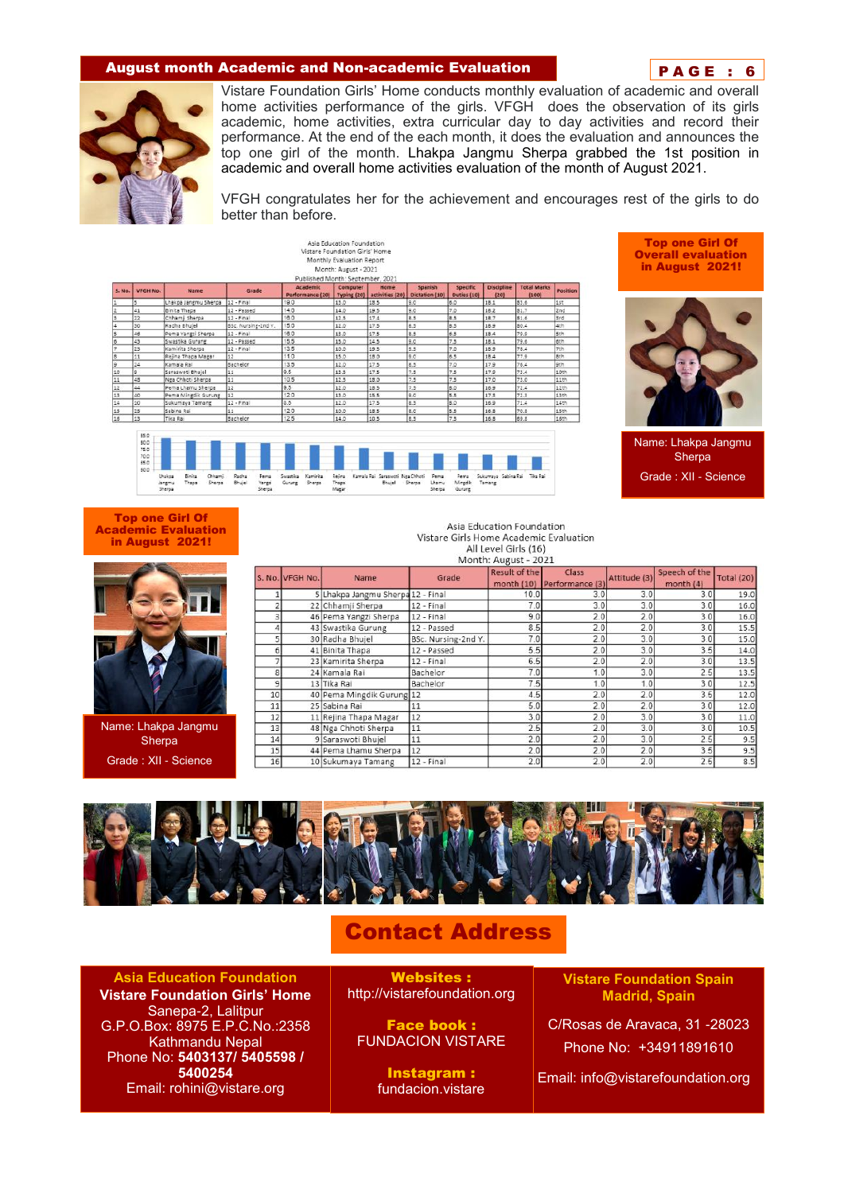## August month Academic and Non-academic Evaluation

Vistare Foundation Girls' Home conducts monthly evaluation of academic and overall home activities performance of the girls. VFGH does the observation of its girls academic, home activities, extra curricular day to day activities and record their performance. At the end of the each month, it does the evaluation and announces the top one girl of the month. Lhakpa Jangmu Sherpa grabbed the 1st position in academic and overall home activities evaluation of the month of August 2021.

VFGH congratulates her for the achievement and encourages rest of the girls to do better than before.

Asia Education Foundation
Vistare Foundation Girls' Home
Monthly Evaluation Report
Month: August - 2021
Published Month: September, 2021

| S. No. | VFGH No. | Name | Grade | Academic Performance (20) | Computer Typing (20) | Home activities (20) | Spanish Dictation (10) | Specific Duties (10) | Discipline (20) | Total Marks (100) | Position |
|---|---|---|---|---|---|---|---|---|---|---|---|
| 1 | 5 | Lhakpa Jangmu Sherpa | 12 - Final | 19.0 | 15.0 | 18.5 | 9.0 | 6.0 | 18.1 | 83.6 | 1st |
| 2 | 41 | Binita Thapa | 12 - Passed | 14.0 | 14.0 | 19.5 | 9.0 | 7.0 | 18.2 | 81.7 | 2nd |
| 3 | 22 | Chhamji Sherpa | 12 - Final | 16.0 | 12.5 | 17.4 | 8.5 | 8.5 | 18.7 | 81.4 | 3rd |
| 4 | 30 | Radha Bhujel | BSc. Nursing-2nd Y. | 15.0 | 12.0 | 17.5 | 8.5 | 8.5 | 18.9 | 80.4 | 4th |
| 5 | 46 | Pema Yangzi Sherpa | 12 - Final | 18.0 | 13.0 | 17.5 | 6.5 | 6.5 | 18.4 | 79.6 | 5th |
| 6 | 43 | Swastika Gurung | 12 - Passed | 15.5 | 15.0 | 14.5 | 9.0 | 7.5 | 18.1 | 79.6 | 6th |
| 7 | 23 | Kamirita Sherpa | 12 - Final | 13.5 | 10.0 | 19.5 | 5.5 | 7.0 | 18.9 | 79.4 | 7th |
| 8 | 11 | Rejina Thapa Magar | 12 | 11.0 | 15.0 | 18.0 | 9.0 | 6.5 | 18.4 | 77.9 | 8th |
| 9 | 24 | Kamala Rai | Bachelor | 13.5 | 12.0 | 17.5 | 6.5 | 7.0 | 17.9 | 76.4 | 9th |
| 10 | 9 | Saraswoti Bhujel | 11 | 9.5 | 15.5 | 17.5 | 7.5 | 7.5 | 17.9 | 71.4 | 10th |
| 11 | 48 | Nga Chhoti Sherpa | 11 | 10.5 | 12.5 | 18.0 | 7.5 | 7.5 | 17.0 | 71.0 | 11th |
| 12 | 44 | Pema Lhamu Sherpa | 12 | 9.5 | 12.0 | 18.5 | 7.5 | 8.0 | 16.9 | 71.4 | 12th |
| 13 | 40 | Pema Mingdik Gurung | 12 | 12.0 | 13.0 | 15.5 | 9.0 | 5.5 | 17.5 | 71.3 | 13th |
| 14 | 10 | Sukumaya Tamang | 12 - Final | 8.5 | 12.0 | 17.5 | 6.5 | 8.0 | 16.9 | 71.4 | 14th |
| 15 | 25 | Sabina Rai | 11 | 12.0 | 10.0 | 18.5 | 8.0 | 5.5 | 16.8 | 70.8 | 15th |
| 16 | 13 | Tika Rai | Bachelor | 12.5 | 14.0 | 10.5 | 8.5 | 7.5 | 16.8 | 69.8 | 16th |

85.0
80.0
75.0
70.0
65.0
60.0
Lhakpa Jangmu Sherpa, Binita Thapa, Chhamji Sherpa, Radha Bhujel, Pema Yangzi Sherpa, Swastika Gurung, Kamirita Sherpa, Rejina Thapa Magar, Kamala Rai, Saraswoti Bhujel, Nga Chhoti Sherpa, Pema Lhamu Sherpa, Pema Mingdik Gurung, Sukumaya Tamang, Sabina Rai, Tika Rai

**Top one Girl Of Overall evaluation in August 2021!**

Name: Lhakpa Jangmu Sherpa

Grade : XII - Science

**Top one Girl Of Academic Evaluation in August 2021!**

Name: Lhakpa Jangmu Sherpa

Grade : XII - Science

Asia Education Foundation
Vistare Girls Home Academic Evaluation
All Level Girls (16)
Month: August - 2021

| S. No. | VFGH No. | Name | Grade | Result of the month (10) | Class Performance (3) | Attitude (3) | Speech of the month (4) | Total (20) |
|---|---|---|---|---|---|---|---|---|
| 1 | 5 | Lhakpa Jangmu Sherpa | 12 - Final | 10.0 | 3.0 | 3.0 | 3.0 | 19.0 |
| 2 | 22 | Chhamji Sherpa | 12 - Final | 7.0 | 3.0 | 3.0 | 3.0 | 16.0 |
| 3 | 46 | Pema Yangzi Sherpa | 12 - Final | 9.0 | 2.0 | 2.0 | 3.0 | 16.0 |
| 4 | 43 | Swastika Gurung | 12 - Passed | 8.5 | 2.0 | 2.0 | 3.0 | 15.5 |
| 5 | 30 | Radha Bhujel | BSc. Nursing-2nd Y. | 7.0 | 2.0 | 3.0 | 3.0 | 15.0 |
| 6 | 41 | Binita Thapa | 12 - Passed | 5.5 | 2.0 | 3.0 | 3.5 | 14.0 |
| 7 | 23 | Kamirita Sherpa | 12 - Final | 6.5 | 2.0 | 2.0 | 3.0 | 13.5 |
| 8 | 24 | Kamala Rai | Bachelor | 7.0 | 1.0 | 3.0 | 2.5 | 13.5 |
| 9 | 13 | Tika Rai | Bachelor | 7.5 | 1.0 | 1.0 | 3.0 | 12.5 |
| 10 | 40 | Pema Mingdik Gurung | 12 | 4.5 | 2.0 | 2.0 | 3.5 | 12.0 |
| 11 | 25 | Sabina Rai | 11 | 5.0 | 2.0 | 2.0 | 3.0 | 12.0 |
| 12 | 11 | Rejina Thapa Magar | 12 | 3.0 | 2.0 | 3.0 | 3.0 | 11.0 |
| 13 | 48 | Nga Chhoti Sherpa | 11 | 2.5 | 2.0 | 3.0 | 3.0 | 10.5 |
| 14 | 9 | Saraswoti Bhujel | 11 | 2.0 | 2.0 | 3.0 | 2.5 | 9.5 |
| 15 | 44 | Pema Lhamu Sherpa | 12 | 2.0 | 2.0 | 2.0 | 3.5 | 9.5 |
| 16 | 10 | Sukumaya Tamang | 12 - Final | 2.0 | 2.0 | 2.0 | 2.5 | 8.5 |

# Contact Address

**Asia Education Foundation**
**Vistare Foundation Girls' Home**
Sanepa-2, Lalitpur
G.P.O.Box: 8975 E.P.C.No.:2358
Kathmandu Nepal
Phone No: **5403137/ 5405598 / 5400254**
Email: rohini@vistare.org

**Websites :**
http://vistarefoundation.org

**Face book :**
FUNDACION VISTARE

**Instagram :**
fundacion.vistare

**Vistare Foundation Spain**
**Madrid, Spain**

C/Rosas de Aravaca, 31 -28023
Phone No: +34911891610

Email: info@vistarefoundation.org